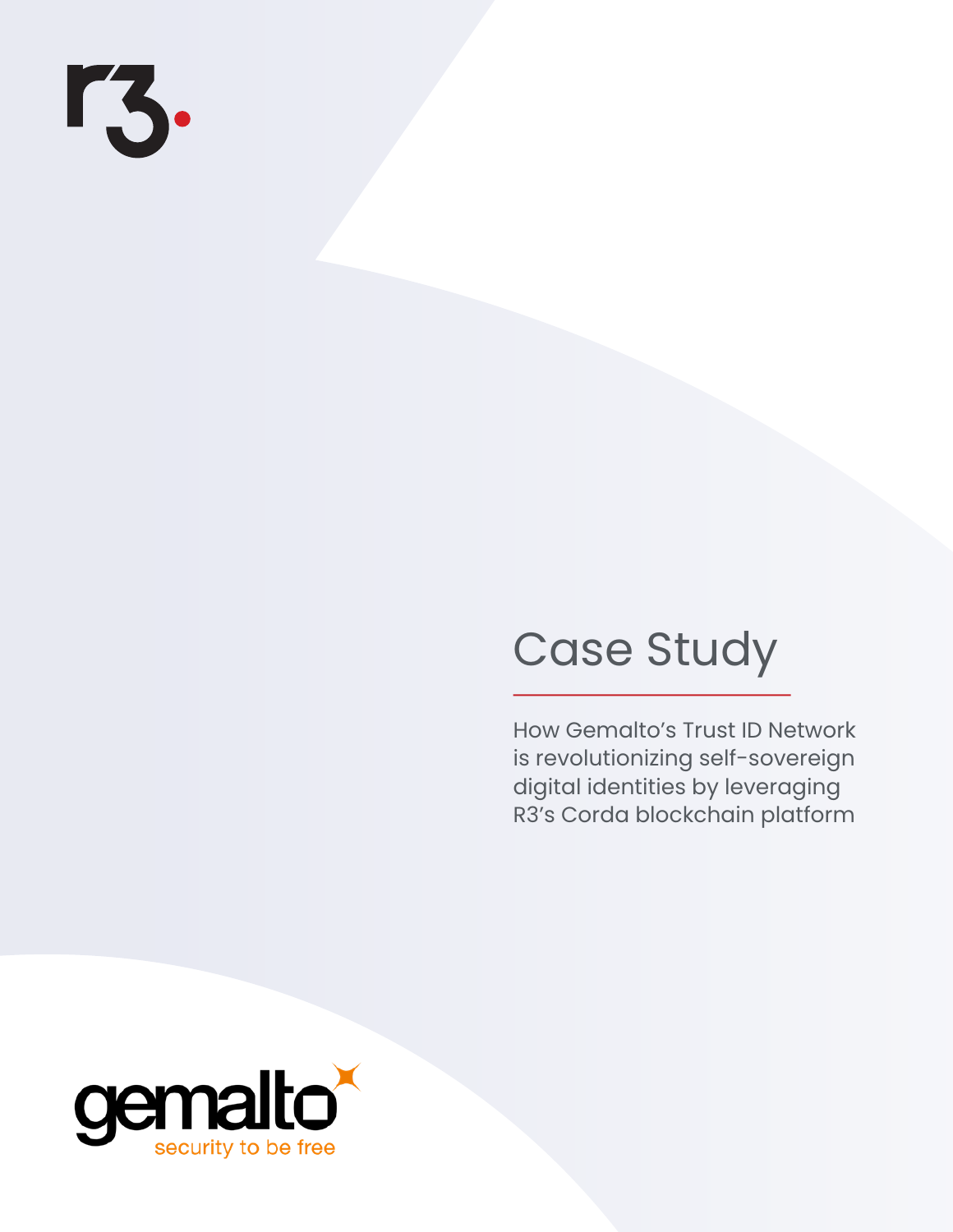# Case Study

How Gemalto's Trust ID Network is revolutionizing self-sovereign digital identities by leveraging R3's Corda blockchain platform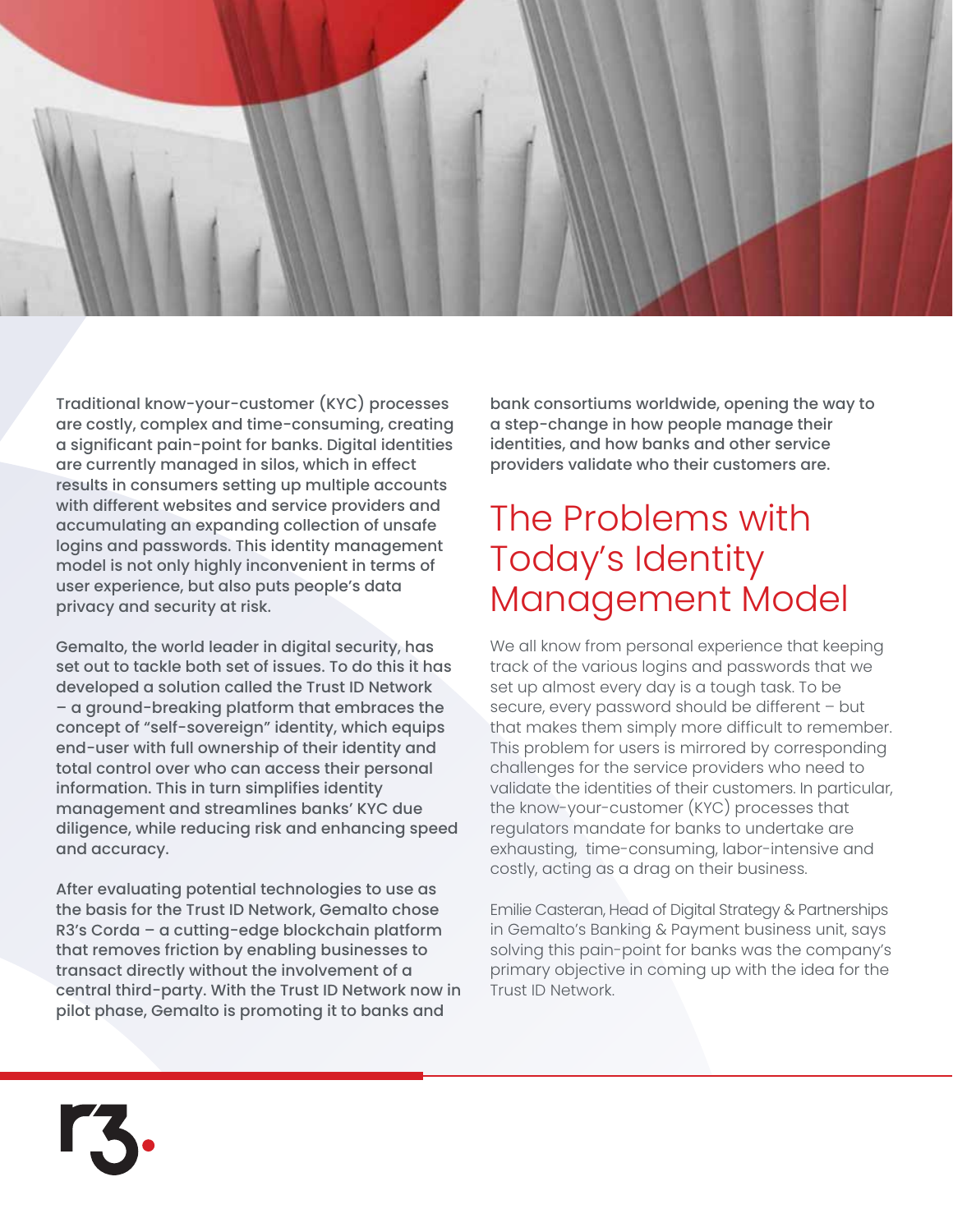Traditional know-your-customer (KYC) processes are costly, complex and time-consuming, creating a significant pain-point for banks. Digital identities are currently managed in silos, which in effect results in consumers setting up multiple accounts with different websites and service providers and accumulating an expanding collection of unsafe logins and passwords. This identity management model is not only highly inconvenient in terms of user experience, but also puts people's data privacy and security at risk.

Gemalto, the world leader in digital security, has set out to tackle both set of issues. To do this it has developed a solution called the Trust ID Network – a ground-breaking platform that embraces the concept of "self-sovereign" identity, which equips end-user with full ownership of their identity and total control over who can access their personal information. This in turn simplifies identity management and streamlines banks' KYC due diligence, while reducing risk and enhancing speed and accuracy.

After evaluating potential technologies to use as the basis for the Trust ID Network, Gemalto chose R3's Corda – a cutting-edge blockchain platform that removes friction by enabling businesses to transact directly without the involvement of a central third-party. With the Trust ID Network now in pilot phase, Gemalto is promoting it to banks and bank consortiums worldwide, opening the way to a step-change in how people manage their identities, and how banks and other service providers validate who their customers are.

## The Problems with Today's Identity Management Model

We all know from personal experience that keeping track of the various logins and passwords that we set up almost every day is a tough task. To be secure, every password should be different – but that makes them simply more difficult to remember. This problem for users is mirrored by corresponding challenges for the service providers who need to validate the identities of their customers. In particular, the know-your-customer (KYC) processes that regulators mandate for banks to undertake are exhausting, time-consuming, labor-intensive and costly, acting as a drag on their business.

Emilie Casteran, Head of Digital Strategy & Partnerships in Gemalto's Banking & Payment business unit, says solving this pain-point for banks was the company's primary objective in coming up with the idea for the Trust ID Network.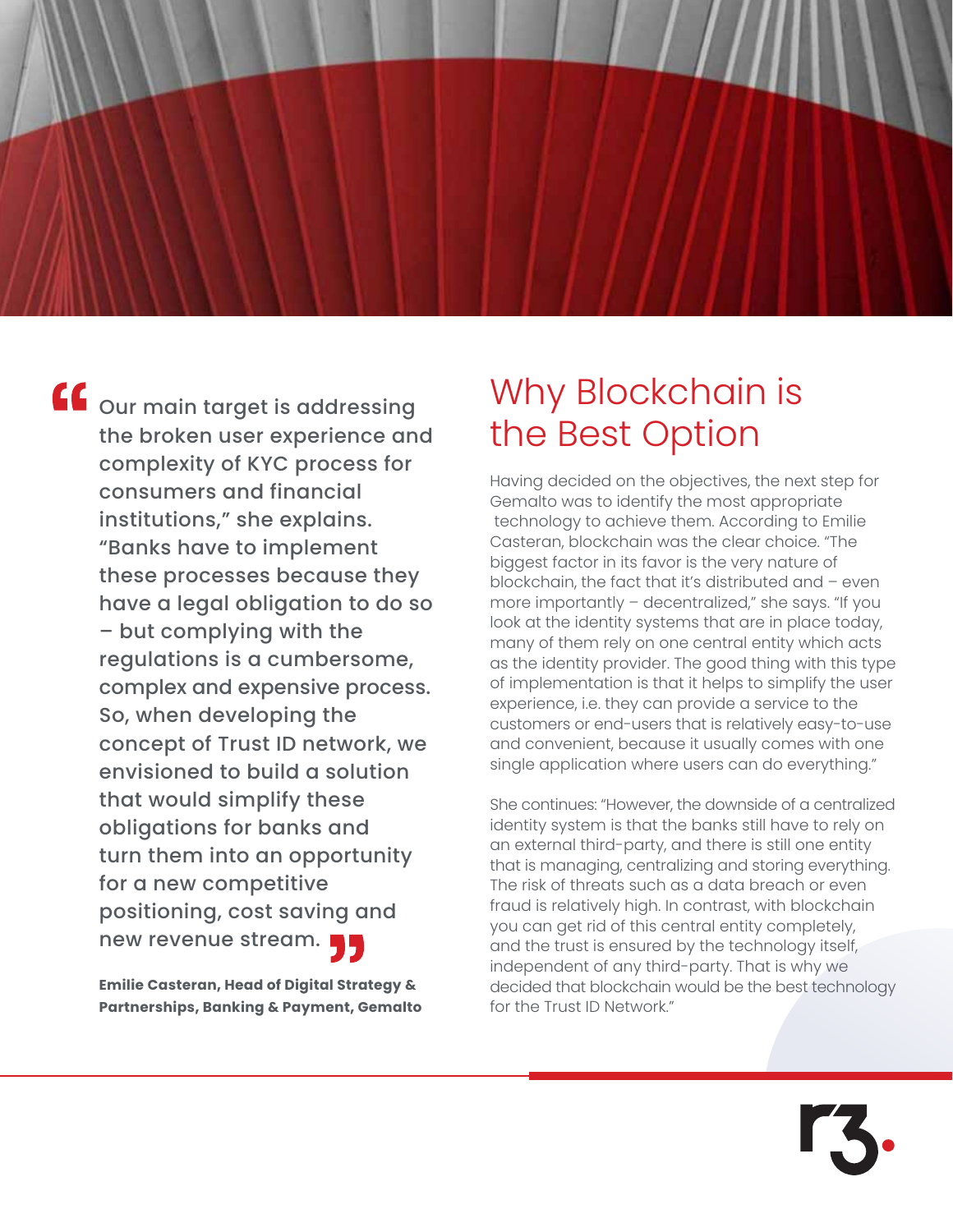> “Our main target is addressing the broken user experience and complexity of KYC process for consumers and financial institutions,” she explains. “Banks have to implement these processes because they have a legal obligation to do so – but complying with the regulations is a cumbersome, complex and expensive process. So, when developing the concept of Trust ID network, we envisioned to build a solution that would simplify these obligations for banks and turn them into an opportunity for a new competitive positioning, cost saving and new revenue stream.”
>
> **Emilie Casteran, Head of Digital Strategy & Partnerships, Banking & Payment, Gemalto**

## Why Blockchain is the Best Option

Having decided on the objectives, the next step for Gemalto was to identify the most appropriate technology to achieve them. According to Emilie Casteran, blockchain was the clear choice. “The biggest factor in its favor is the very nature of blockchain, the fact that it’s distributed and – even more importantly – decentralized,” she says. “If you look at the identity systems that are in place today, many of them rely on one central entity which acts as the identity provider. The good thing with this type of implementation is that it helps to simplify the user experience, i.e. they can provide a service to the customers or end-users that is relatively easy-to-use and convenient, because it usually comes with one single application where users can do everything.”

She continues: “However, the downside of a centralized identity system is that the banks still have to rely on an external third-party, and there is still one entity that is managing, centralizing and storing everything. The risk of threats such as a data breach or even fraud is relatively high. In contrast, with blockchain you can get rid of this central entity completely, and the trust is ensured by the technology itself, independent of any third-party. That is why we decided that blockchain would be the best technology for the Trust ID Network.”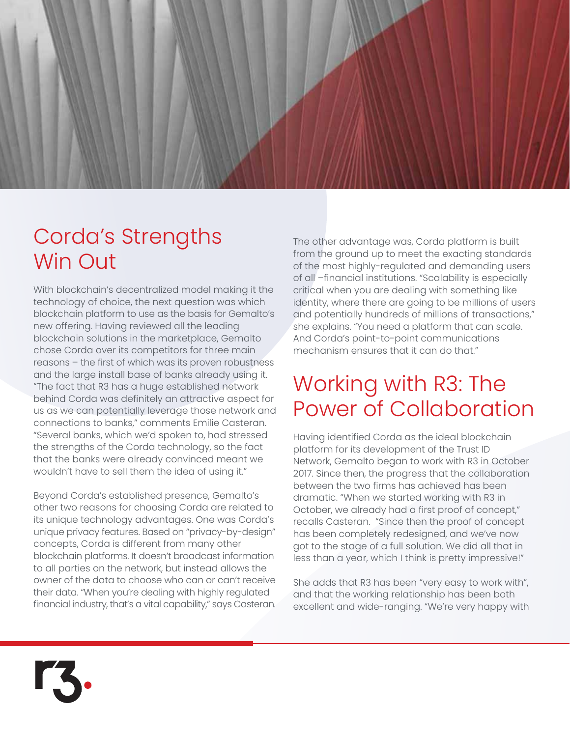## Corda's Strengths Win Out

With blockchain's decentralized model making it the technology of choice, the next question was which blockchain platform to use as the basis for Gemalto's new offering. Having reviewed all the leading blockchain solutions in the marketplace, Gemalto chose Corda over its competitors for three main reasons – the first of which was its proven robustness and the large install base of banks already using it. "The fact that R3 has a huge established network behind Corda was definitely an attractive aspect for us as we can potentially leverage those network and connections to banks," comments Emilie Casteran. "Several banks, which we'd spoken to, had stressed the strengths of the Corda technology, so the fact that the banks were already convinced meant we wouldn't have to sell them the idea of using it."

Beyond Corda's established presence, Gemalto's other two reasons for choosing Corda are related to its unique technology advantages. One was Corda's unique privacy features. Based on "privacy-by-design" concepts, Corda is different from many other blockchain platforms. It doesn't broadcast information to all parties on the network, but instead allows the owner of the data to choose who can or can't receive their data. "When you're dealing with highly regulated financial industry, that's a vital capability," says Casteran.

The other advantage was, Corda platform is built from the ground up to meet the exacting standards of the most highly-regulated and demanding users of all –financial institutions. "Scalability is especially critical when you are dealing with something like identity, where there are going to be millions of users and potentially hundreds of millions of transactions," she explains. "You need a platform that can scale. And Corda's point-to-point communications mechanism ensures that it can do that."

## Working with R3: The Power of Collaboration

Having identified Corda as the ideal blockchain platform for its development of the Trust ID Network, Gemalto began to work with R3 in October 2017. Since then, the progress that the collaboration between the two firms has achieved has been dramatic. "When we started working with R3 in October, we already had a first proof of concept," recalls Casteran. "Since then the proof of concept has been completely redesigned, and we've now got to the stage of a full solution. We did all that in less than a year, which I think is pretty impressive!"

She adds that R3 has been "very easy to work with", and that the working relationship has been both excellent and wide-ranging. "We're very happy with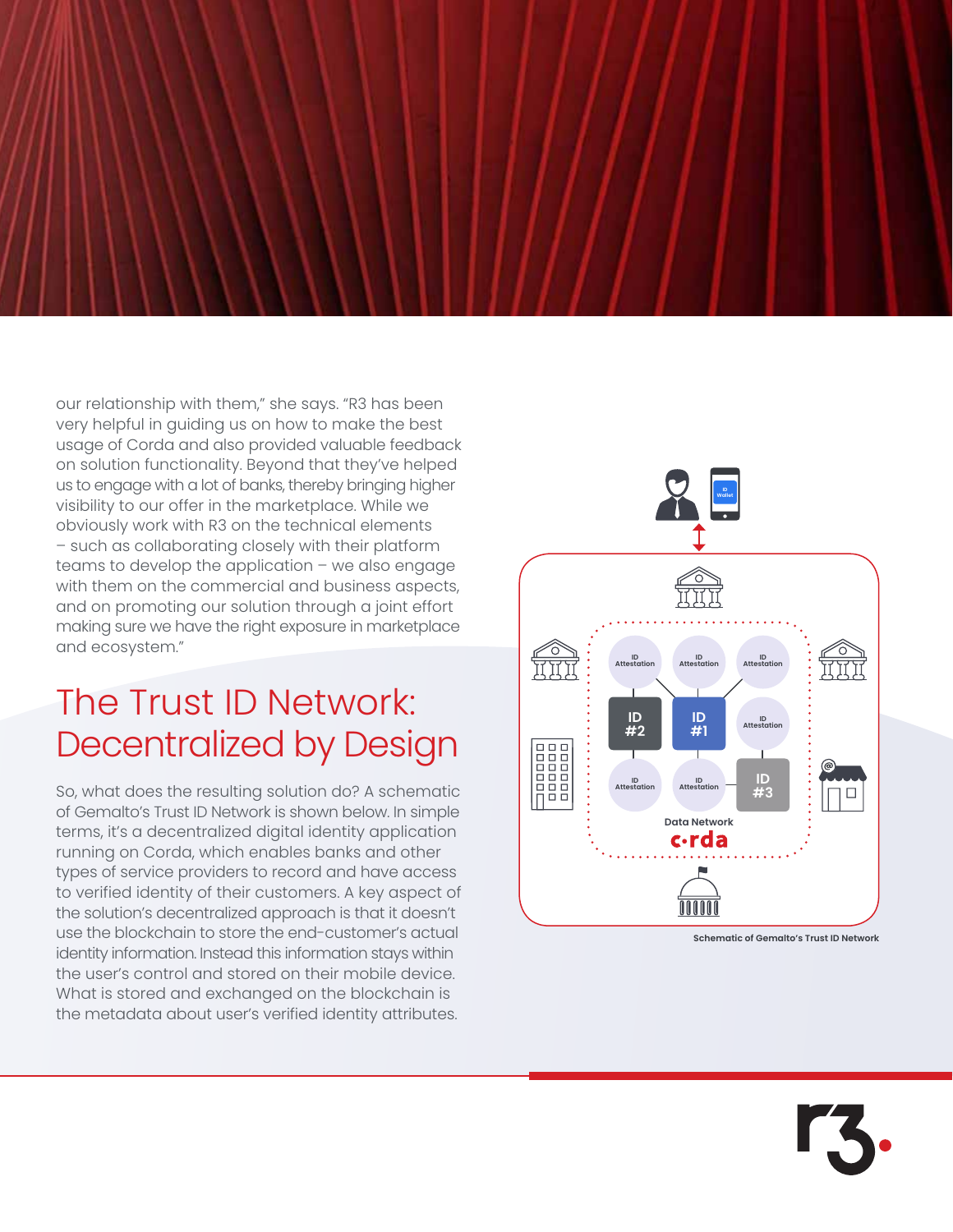our relationship with them," she says. "R3 has been very helpful in guiding us on how to make the best usage of Corda and also provided valuable feedback on solution functionality. Beyond that they've helped us to engage with a lot of banks, thereby bringing higher visibility to our offer in the marketplace. While we obviously work with R3 on the technical elements – such as collaborating closely with their platform teams to develop the application – we also engage with them on the commercial and business aspects, and on promoting our solution through a joint effort making sure we have the right exposure in marketplace and ecosystem."

## The Trust ID Network: Decentralized by Design

So, what does the resulting solution do? A schematic of Gemalto's Trust ID Network is shown below. In simple terms, it's a decentralized digital identity application running on Corda, which enables banks and other types of service providers to record and have access to verified identity of their customers. A key aspect of the solution's decentralized approach is that it doesn't use the blockchain to store the end-customer's actual identity information. Instead this information stays within the user's control and stored on their mobile device. What is stored and exchanged on the blockchain is the metadata about user's verified identity attributes.

Schematic of Gemalto's Trust ID Network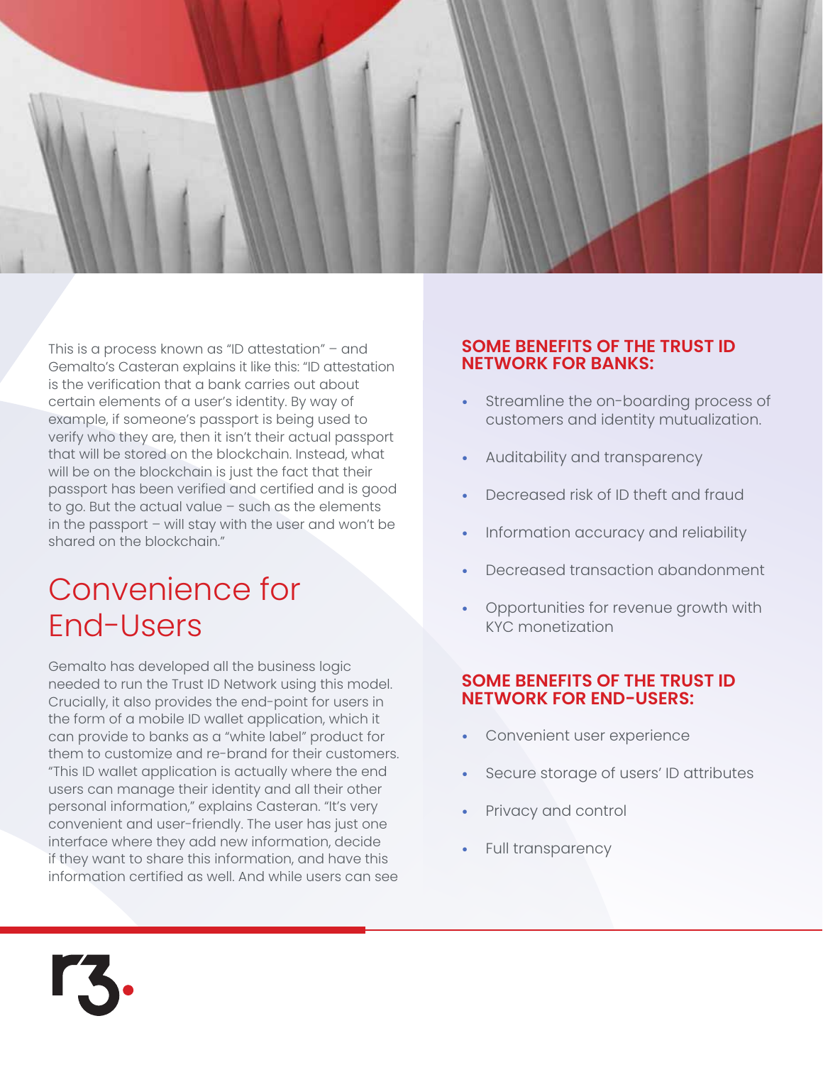This is a process known as "ID attestation" – and Gemalto's Casteran explains it like this: "ID attestation is the verification that a bank carries out about certain elements of a user's identity. By way of example, if someone's passport is being used to verify who they are, then it isn't their actual passport that will be stored on the blockchain. Instead, what will be on the blockchain is just the fact that their passport has been verified and certified and is good to go. But the actual value – such as the elements in the passport – will stay with the user and won't be shared on the blockchain."

## Convenience for End-Users

Gemalto has developed all the business logic needed to run the Trust ID Network using this model. Crucially, it also provides the end-point for users in the form of a mobile ID wallet application, which it can provide to banks as a "white label" product for them to customize and re-brand for their customers. "This ID wallet application is actually where the end users can manage their identity and all their other personal information," explains Casteran. "It's very convenient and user-friendly. The user has just one interface where they add new information, decide if they want to share this information, and have this information certified as well. And while users can see

### SOME BENEFITS OF THE TRUST ID NETWORK FOR BANKS:

- Streamline the on-boarding process of customers and identity mutualization.
- Auditability and transparency
- Decreased risk of ID theft and fraud
- Information accuracy and reliability
- Decreased transaction abandonment
- Opportunities for revenue growth with KYC monetization

### SOME BENEFITS OF THE TRUST ID NETWORK FOR END-USERS:

- Convenient user experience
- Secure storage of users' ID attributes
- Privacy and control
- Full transparency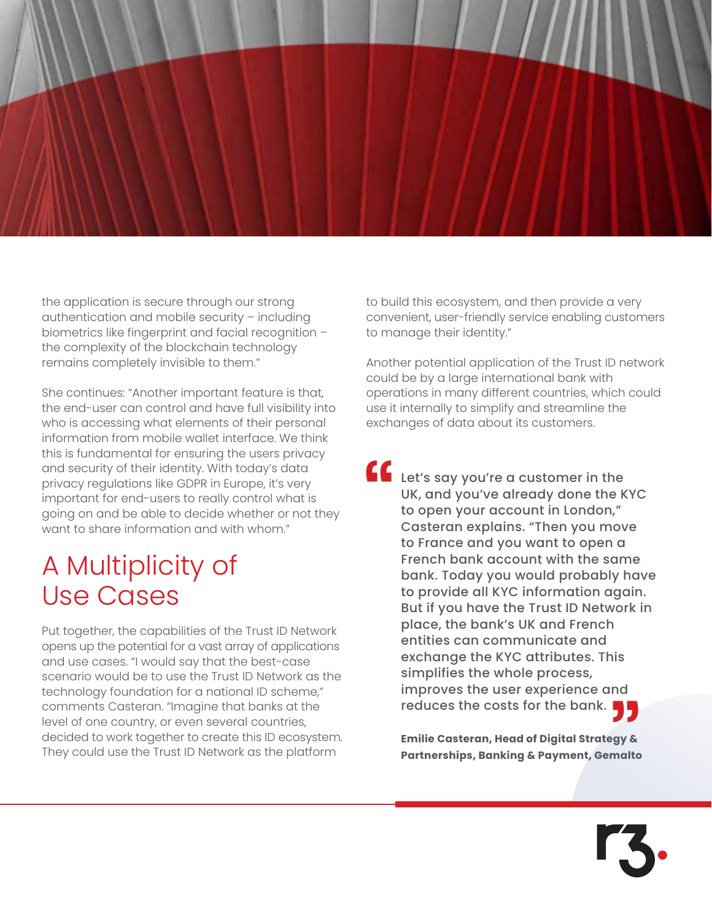the application is secure through our strong authentication and mobile security – including biometrics like fingerprint and facial recognition – the complexity of the blockchain technology remains completely invisible to them."

She continues: "Another important feature is that, the end-user can control and have full visibility into who is accessing what elements of their personal information from mobile wallet interface. We think this is fundamental for ensuring the users privacy and security of their identity. With today's data privacy regulations like GDPR in Europe, it's very important for end-users to really control what is going on and be able to decide whether or not they want to share information and with whom."

## A Multiplicity of Use Cases

Put together, the capabilities of the Trust ID Network opens up the potential for a vast array of applications and use cases. "I would say that the best-case scenario would be to use the Trust ID Network as the technology foundation for a national ID scheme," comments Casteran. "Imagine that banks at the level of one country, or even several countries, decided to work together to create this ID ecosystem. They could use the Trust ID Network as the platform to build this ecosystem, and then provide a very convenient, user-friendly service enabling customers to manage their identity."

Another potential application of the Trust ID network could be by a large international bank with operations in many different countries, which could use it internally to simplify and streamline the exchanges of data about its customers.

> Let's say you're a customer in the UK, and you've already done the KYC to open your account in London," Casteran explains. "Then you move to France and you want to open a French bank account with the same bank. Today you would probably have to provide all KYC information again. But if you have the Trust ID Network in place, the bank's UK and French entities can communicate and exchange the KYC attributes. This simplifies the whole process, improves the user experience and reduces the costs for the bank.
>
> **Emilie Casteran, Head of Digital Strategy & Partnerships, Banking & Payment, Gemalto**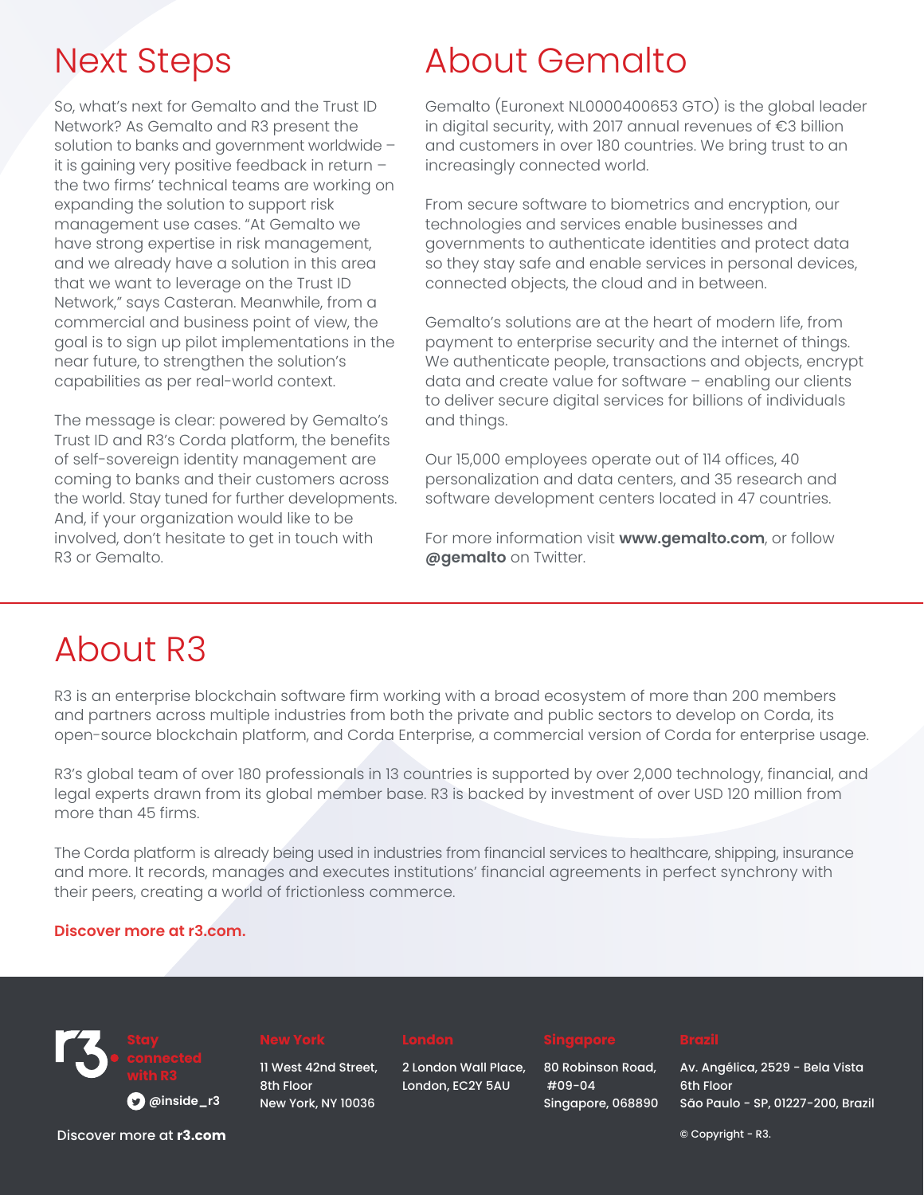## Next Steps

So, what's next for Gemalto and the Trust ID Network? As Gemalto and R3 present the solution to banks and government worldwide – it is gaining very positive feedback in return – the two firms' technical teams are working on expanding the solution to support risk management use cases. "At Gemalto we have strong expertise in risk management, and we already have a solution in this area that we want to leverage on the Trust ID Network," says Casteran. Meanwhile, from a commercial and business point of view, the goal is to sign up pilot implementations in the near future, to strengthen the solution's capabilities as per real-world context.

The message is clear: powered by Gemalto's Trust ID and R3's Corda platform, the benefits of self-sovereign identity management are coming to banks and their customers across the world. Stay tuned for further developments. And, if your organization would like to be involved, don't hesitate to get in touch with R3 or Gemalto.

## About Gemalto

Gemalto (Euronext NL0000400653 GTO) is the global leader in digital security, with 2017 annual revenues of €3 billion and customers in over 180 countries. We bring trust to an increasingly connected world.

From secure software to biometrics and encryption, our technologies and services enable businesses and governments to authenticate identities and protect data so they stay safe and enable services in personal devices, connected objects, the cloud and in between.

Gemalto's solutions are at the heart of modern life, from payment to enterprise security and the internet of things. We authenticate people, transactions and objects, encrypt data and create value for software – enabling our clients to deliver secure digital services for billions of individuals and things.

Our 15,000 employees operate out of 114 offices, 40 personalization and data centers, and 35 research and software development centers located in 47 countries.

For more information visit **www.gemalto.com**, or follow **@gemalto** on Twitter.

## About R3

R3 is an enterprise blockchain software firm working with a broad ecosystem of more than 200 members and partners across multiple industries from both the private and public sectors to develop on Corda, its open-source blockchain platform, and Corda Enterprise, a commercial version of Corda for enterprise usage.

R3's global team of over 180 professionals in 13 countries is supported by over 2,000 technology, financial, and legal experts drawn from its global member base. R3 is backed by investment of over USD 120 million from more than 45 firms.

The Corda platform is already being used in industries from financial services to healthcare, shipping, insurance and more. It records, manages and executes institutions' financial agreements in perfect synchrony with their peers, creating a world of frictionless commerce.

**Discover more at r3.com.**

**Stay connected with R3**

@inside_r3

**New York**
11 West 42nd Street,
8th Floor
New York, NY 10036

**London**
2 London Wall Place,
London, EC2Y 5AU

**Singapore**
80 Robinson Road,
#09-04
Singapore, 068890

**Brazil**
Av. Angélica, 2529 - Bela Vista
6th Floor
São Paulo - SP, 01227-200, Brazil

Discover more at **r3.com**

© Copyright - R3.